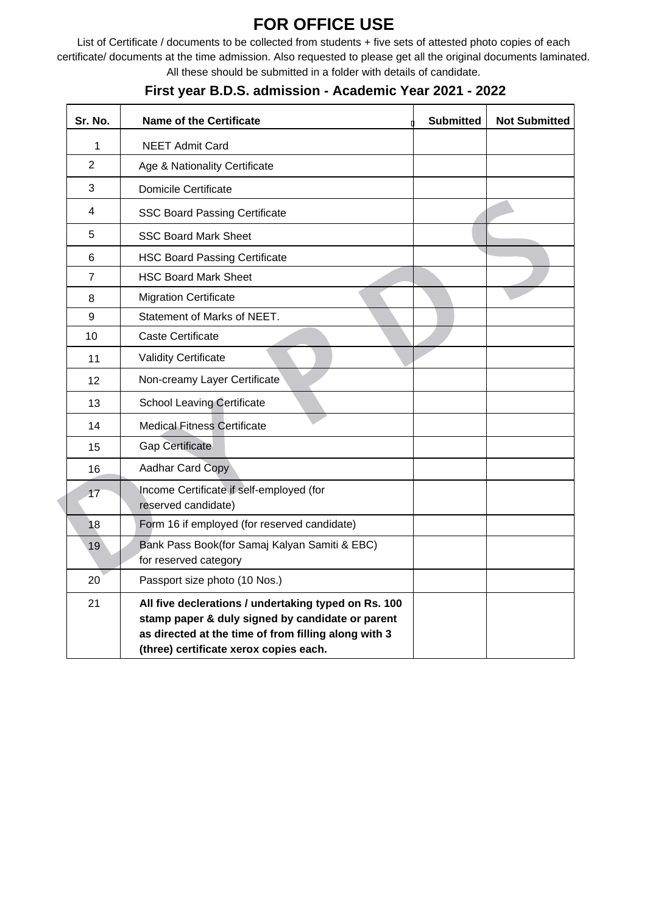# FOR OFFICE USE

List of Certificate / documents to be collected from students + five sets of attested photo copies of each certificate/ documents at the time admission. Also requested to please get all the original documents laminated. All these should be submitted in a folder with details of candidate.

## First year B.D.S. admission - Academic Year 2021 - 2022

| Sr. No. | Name of the Certificate | Submitted | Not Submitted |
|---|---|---|---|
| 1 | NEET Admit Card | | |
| 2 | Age & Nationality Certificate | | |
| 3 | Domicile Certificate | | |
| 4 | SSC Board Passing Certificate | | |
| 5 | SSC Board Mark Sheet | | |
| 6 | HSC Board Passing Certificate | | |
| 7 | HSC Board Mark Sheet | | |
| 8 | Migration Certificate | | |
| 9 | Statement of Marks of NEET. | | |
| 10 | Caste Certificate | | |
| 11 | Validity Certificate | | |
| 12 | Non-creamy Layer Certificate | | |
| 13 | School Leaving Certificate | | |
| 14 | Medical Fitness Certificate | | |
| 15 | Gap Certificate | | |
| 16 | Aadhar Card Copy | | |
| 17 | Income Certificate if self-employed (for reserved candidate) | | |
| 18 | Form 16 if employed (for reserved candidate) | | |
| 19 | Bank Pass Book(for Samaj Kalyan Samiti & EBC) for reserved category | | |
| 20 | Passport size photo (10 Nos.) | | |
| 21 | **All five declerations / undertaking typed on Rs. 100 stamp paper & duly signed by candidate or parent as directed at the time of from filling along with 3 (three) certificate xerox copies each.** | | |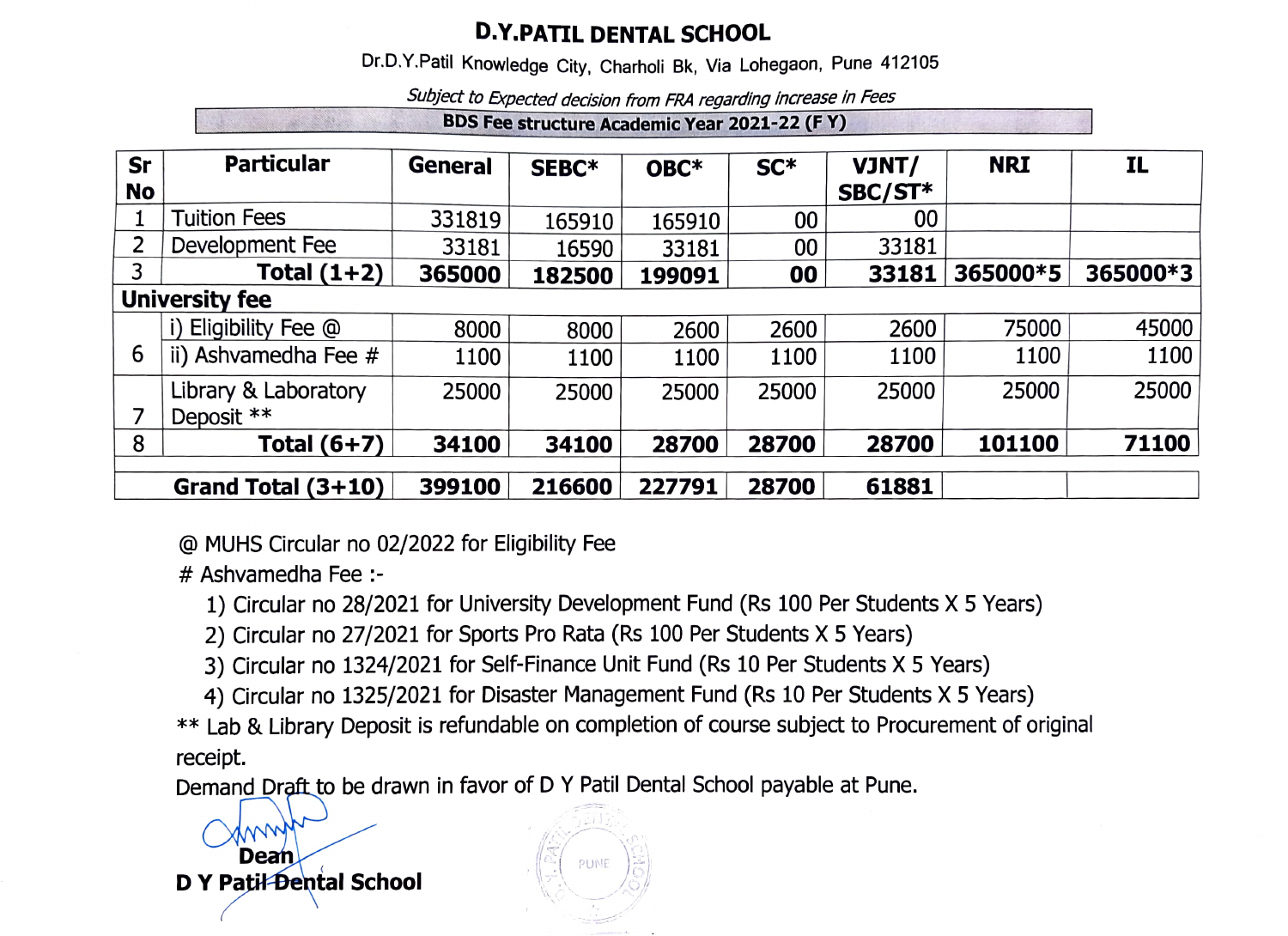# D.Y.PATIL DENTAL SCHOOL

Dr.D.Y.Patil Knowledge City, Charholi Bk, Via Lohegaon, Pune 412105

*Subject to Expected decision from FRA regarding increase in Fees*

**BDS Fee structure Academic Year 2021-22 (F Y)**

| Sr No | Particular | General | SEBC* | OBC* | SC* | VJNT/ SBC/ST* | NRI | IL |
|---|---|---|---|---|---|---|---|---|
| 1 | Tuition Fees | 331819 | 165910 | 165910 | 00 | 00 | | |
| 2 | Development Fee | 33181 | 16590 | 33181 | 00 | 33181 | | |
| 3 | **Total (1+2)** | **365000** | **182500** | **199091** | **00** | **33181** | **365000*5** | **365000*3** |
| **University fee** | | | | | | | | |
| 6 | i) Eligibility Fee @ | 8000 | 8000 | 2600 | 2600 | 2600 | 75000 | 45000 |
| | ii) Ashvamedha Fee # | 1100 | 1100 | 1100 | 1100 | 1100 | 1100 | 1100 |
| 7 | Library & Laboratory Deposit ** | 25000 | 25000 | 25000 | 25000 | 25000 | 25000 | 25000 |
| 8 | **Total (6+7)** | **34100** | **34100** | **28700** | **28700** | **28700** | **101100** | **71100** |
| | | | | | | | | |
| | **Grand Total (3+10)** | **399100** | **216600** | **227791** | **28700** | **61881** | | |

@ MUHS Circular no 02/2022 for Eligibility Fee

# Ashvamedha Fee :-

1) Circular no 28/2021 for University Development Fund (Rs 100 Per Students X 5 Years)
2) Circular no 27/2021 for Sports Pro Rata (Rs 100 Per Students X 5 Years)
3) Circular no 1324/2021 for Self-Finance Unit Fund (Rs 10 Per Students X 5 Years)
4) Circular no 1325/2021 for Disaster Management Fund (Rs 10 Per Students X 5 Years)

** Lab & Library Deposit is refundable on completion of course subject to Procurement of original receipt.

Demand Draft to be drawn in favor of D Y Patil Dental School payable at Pune.

**Dean**
**D Y Patil Dental School**